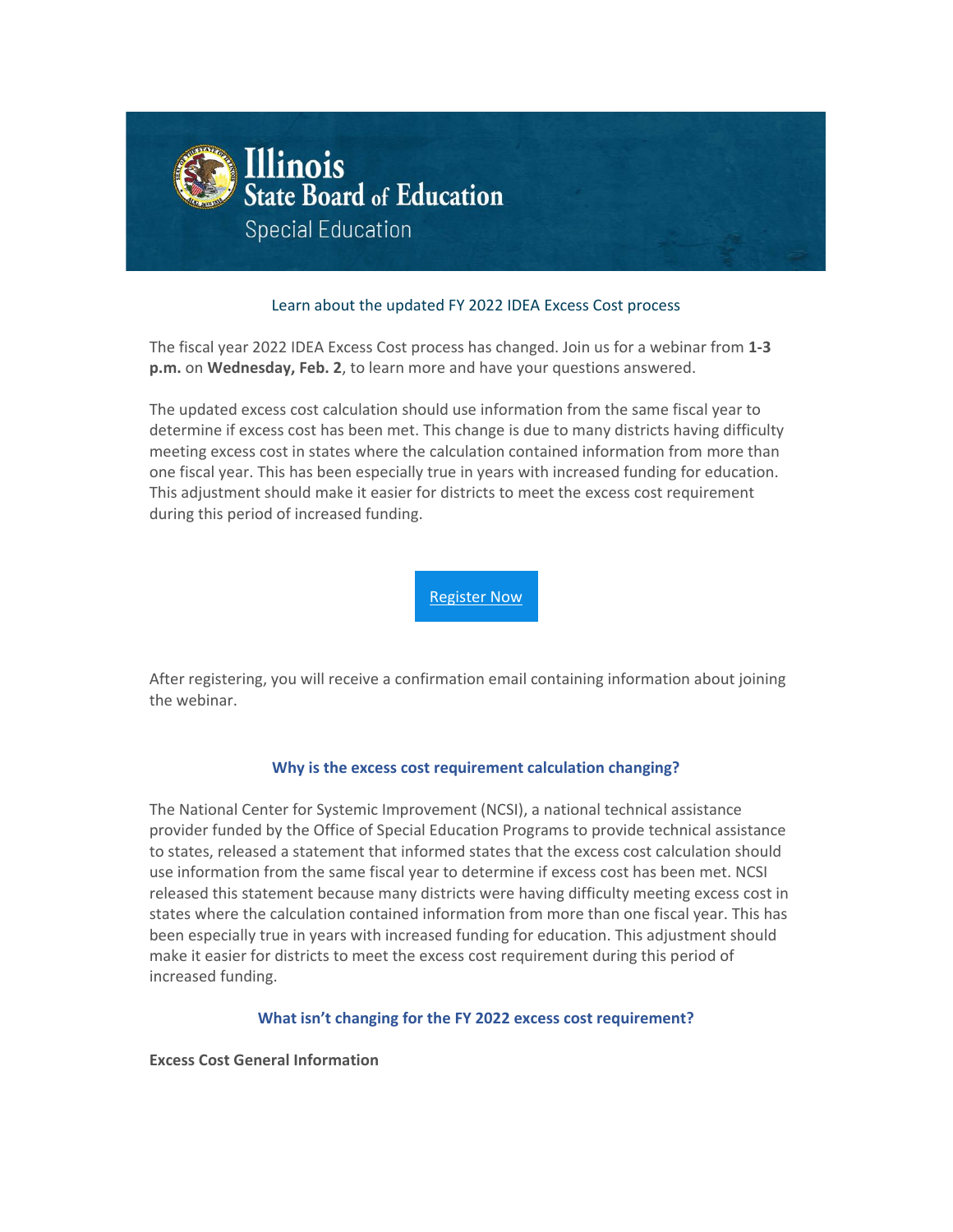# Illinois State Board of Education

## Special Education

Learn about the updated FY 2022 IDEA Excess Cost process

The fiscal year 2022 IDEA Excess Cost process has changed. Join us for a webinar from **1-3 p.m.** on **Wednesday, Feb. 2**, to learn more and have your questions answered.

The updated excess cost calculation should use information from the same fiscal year to determine if excess cost has been met. This change is due to many districts having difficulty meeting excess cost in states where the calculation contained information from more than one fiscal year. This has been especially true in years with increased funding for education. This adjustment should make it easier for districts to meet the excess cost requirement during this period of increased funding.

Register Now

After registering, you will receive a confirmation email containing information about joining the webinar.

### Why is the excess cost requirement calculation changing?

The National Center for Systemic Improvement (NCSI), a national technical assistance provider funded by the Office of Special Education Programs to provide technical assistance to states, released a statement that informed states that the excess cost calculation should use information from the same fiscal year to determine if excess cost has been met. NCSI released this statement because many districts were having difficulty meeting excess cost in states where the calculation contained information from more than one fiscal year. This has been especially true in years with increased funding for education. This adjustment should make it easier for districts to meet the excess cost requirement during this period of increased funding.

### What isn't changing for the FY 2022 excess cost requirement?

**Excess Cost General Information**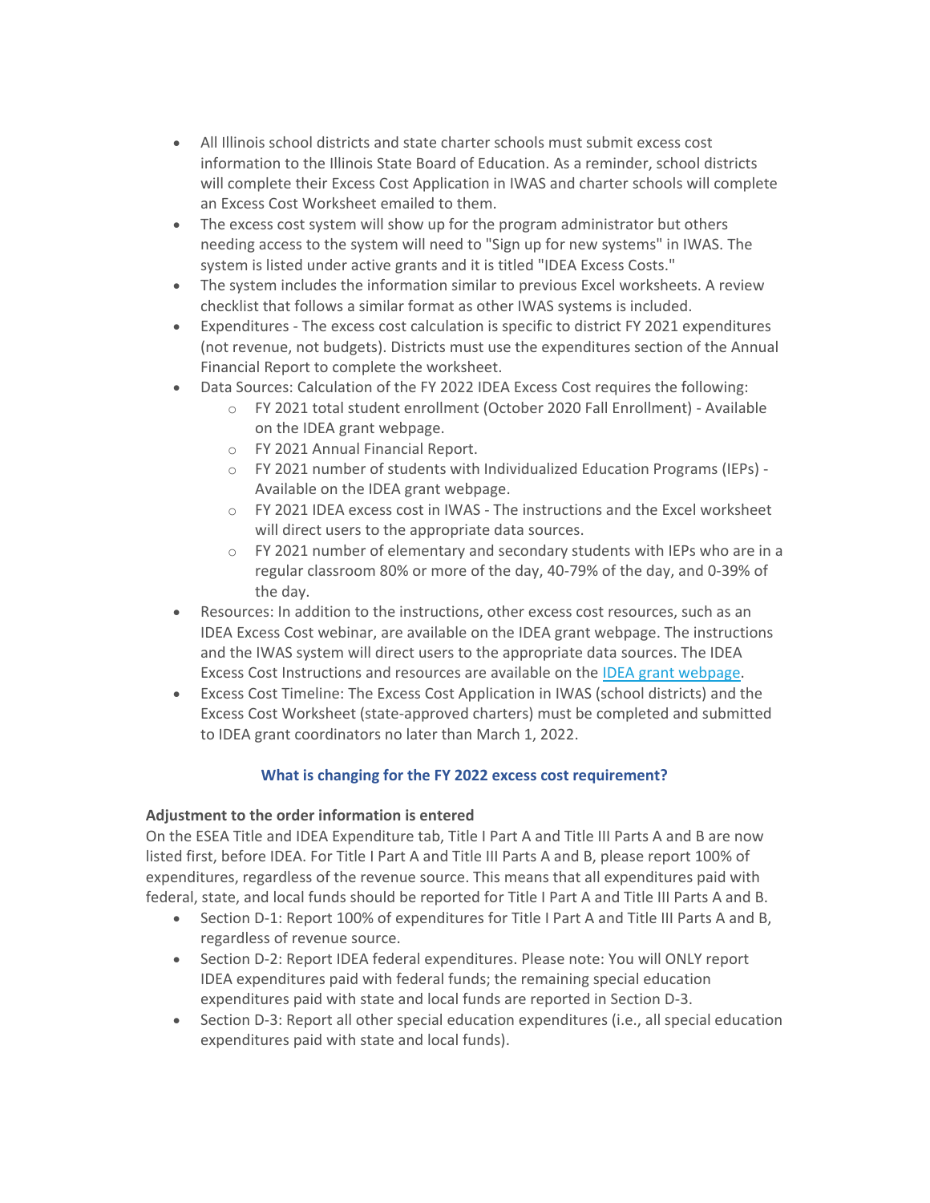- All Illinois school districts and state charter schools must submit excess cost information to the Illinois State Board of Education. As a reminder, school districts will complete their Excess Cost Application in IWAS and charter schools will complete an Excess Cost Worksheet emailed to them.
- The excess cost system will show up for the program administrator but others needing access to the system will need to "Sign up for new systems" in IWAS. The system is listed under active grants and it is titled "IDEA Excess Costs."
- The system includes the information similar to previous Excel worksheets. A review checklist that follows a similar format as other IWAS systems is included.
- Expenditures - The excess cost calculation is specific to district FY 2021 expenditures (not revenue, not budgets). Districts must use the expenditures section of the Annual Financial Report to complete the worksheet.
- Data Sources: Calculation of the FY 2022 IDEA Excess Cost requires the following:
    - FY 2021 total student enrollment (October 2020 Fall Enrollment) - Available on the IDEA grant webpage.
    - FY 2021 Annual Financial Report.
    - FY 2021 number of students with Individualized Education Programs (IEPs) - Available on the IDEA grant webpage.
    - FY 2021 IDEA excess cost in IWAS - The instructions and the Excel worksheet will direct users to the appropriate data sources.
    - FY 2021 number of elementary and secondary students with IEPs who are in a regular classroom 80% or more of the day, 40-79% of the day, and 0-39% of the day.
- Resources: In addition to the instructions, other excess cost resources, such as an IDEA Excess Cost webinar, are available on the IDEA grant webpage. The instructions and the IWAS system will direct users to the appropriate data sources. The IDEA Excess Cost Instructions and resources are available on the [IDEA grant webpage](#).
- Excess Cost Timeline: The Excess Cost Application in IWAS (school districts) and the Excess Cost Worksheet (state-approved charters) must be completed and submitted to IDEA grant coordinators no later than March 1, 2022.

## What is changing for the FY 2022 excess cost requirement?

**Adjustment to the order information is entered**

On the ESEA Title and IDEA Expenditure tab, Title I Part A and Title III Parts A and B are now listed first, before IDEA. For Title I Part A and Title III Parts A and B, please report 100% of expenditures, regardless of the revenue source. This means that all expenditures paid with federal, state, and local funds should be reported for Title I Part A and Title III Parts A and B.

- Section D-1: Report 100% of expenditures for Title I Part A and Title III Parts A and B, regardless of revenue source.
- Section D-2: Report IDEA federal expenditures. Please note: You will ONLY report IDEA expenditures paid with federal funds; the remaining special education expenditures paid with state and local funds are reported in Section D-3.
- Section D-3: Report all other special education expenditures (i.e., all special education expenditures paid with state and local funds).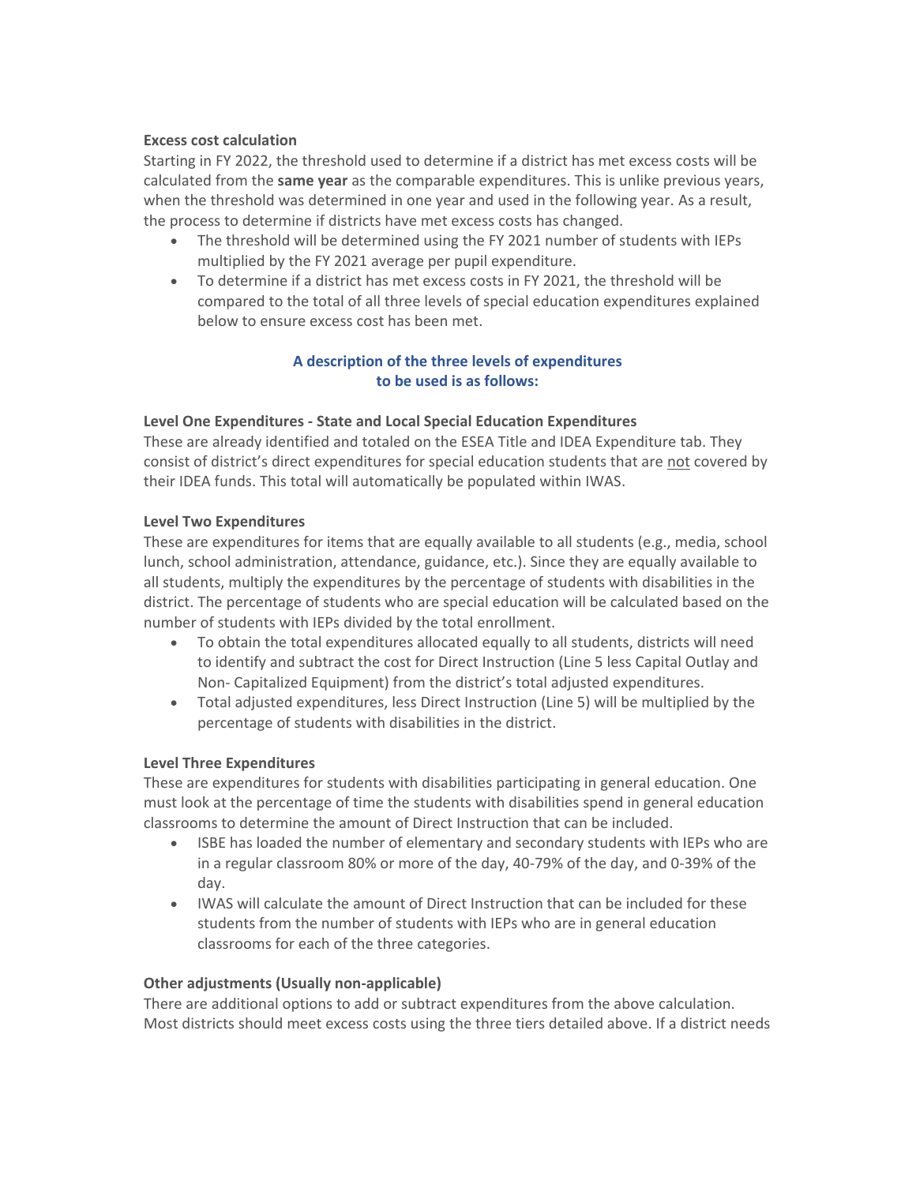**Excess cost calculation**

Starting in FY 2022, the threshold used to determine if a district has met excess costs will be calculated from the **same year** as the comparable expenditures. This is unlike previous years, when the threshold was determined in one year and used in the following year. As a result, the process to determine if districts have met excess costs has changed.

- The threshold will be determined using the FY 2021 number of students with IEPs multiplied by the FY 2021 average per pupil expenditure.
- To determine if a district has met excess costs in FY 2021, the threshold will be compared to the total of all three levels of special education expenditures explained below to ensure excess cost has been met.

**A description of the three levels of expenditures to be used is as follows:**

**Level One Expenditures - State and Local Special Education Expenditures**

These are already identified and totaled on the ESEA Title and IDEA Expenditure tab. They consist of district's direct expenditures for special education students that are not covered by their IDEA funds. This total will automatically be populated within IWAS.

**Level Two Expenditures**

These are expenditures for items that are equally available to all students (e.g., media, school lunch, school administration, attendance, guidance, etc.). Since they are equally available to all students, multiply the expenditures by the percentage of students with disabilities in the district. The percentage of students who are special education will be calculated based on the number of students with IEPs divided by the total enrollment.

- To obtain the total expenditures allocated equally to all students, districts will need to identify and subtract the cost for Direct Instruction (Line 5 less Capital Outlay and Non- Capitalized Equipment) from the district's total adjusted expenditures.
- Total adjusted expenditures, less Direct Instruction (Line 5) will be multiplied by the percentage of students with disabilities in the district.

**Level Three Expenditures**

These are expenditures for students with disabilities participating in general education. One must look at the percentage of time the students with disabilities spend in general education classrooms to determine the amount of Direct Instruction that can be included.

- ISBE has loaded the number of elementary and secondary students with IEPs who are in a regular classroom 80% or more of the day, 40-79% of the day, and 0-39% of the day.
- IWAS will calculate the amount of Direct Instruction that can be included for these students from the number of students with IEPs who are in general education classrooms for each of the three categories.

**Other adjustments (Usually non-applicable)**

There are additional options to add or subtract expenditures from the above calculation. Most districts should meet excess costs using the three tiers detailed above. If a district needs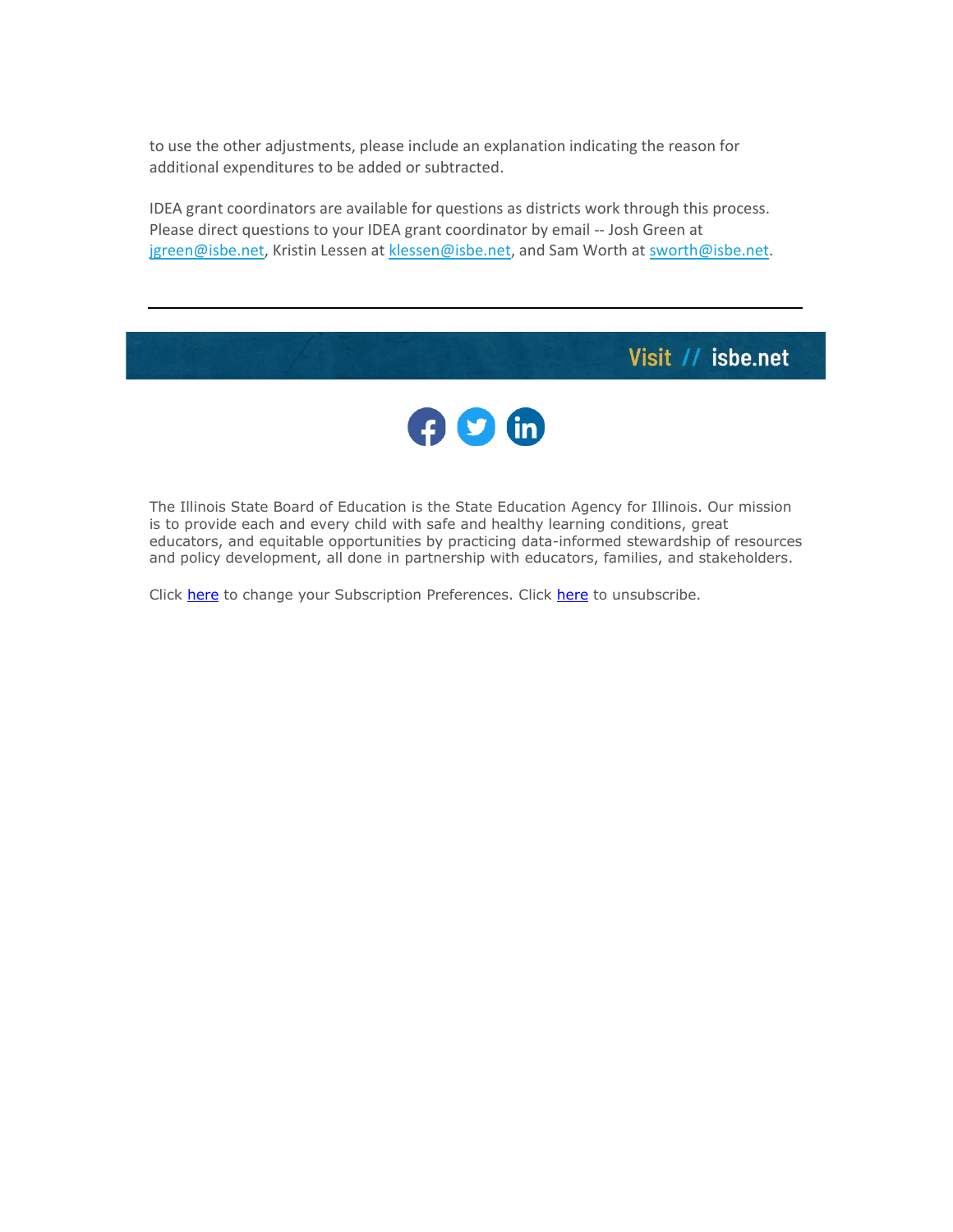to use the other adjustments, please include an explanation indicating the reason for additional expenditures to be added or subtracted.

IDEA grant coordinators are available for questions as districts work through this process. Please direct questions to your IDEA grant coordinator by email -- Josh Green at jgreen@isbe.net, Kristin Lessen at klessen@isbe.net, and Sam Worth at sworth@isbe.net.

---

Visit // isbe.net

The Illinois State Board of Education is the State Education Agency for Illinois. Our mission is to provide each and every child with safe and healthy learning conditions, great educators, and equitable opportunities by practicing data-informed stewardship of resources and policy development, all done in partnership with educators, families, and stakeholders.

Click here to change your Subscription Preferences. Click here to unsubscribe.